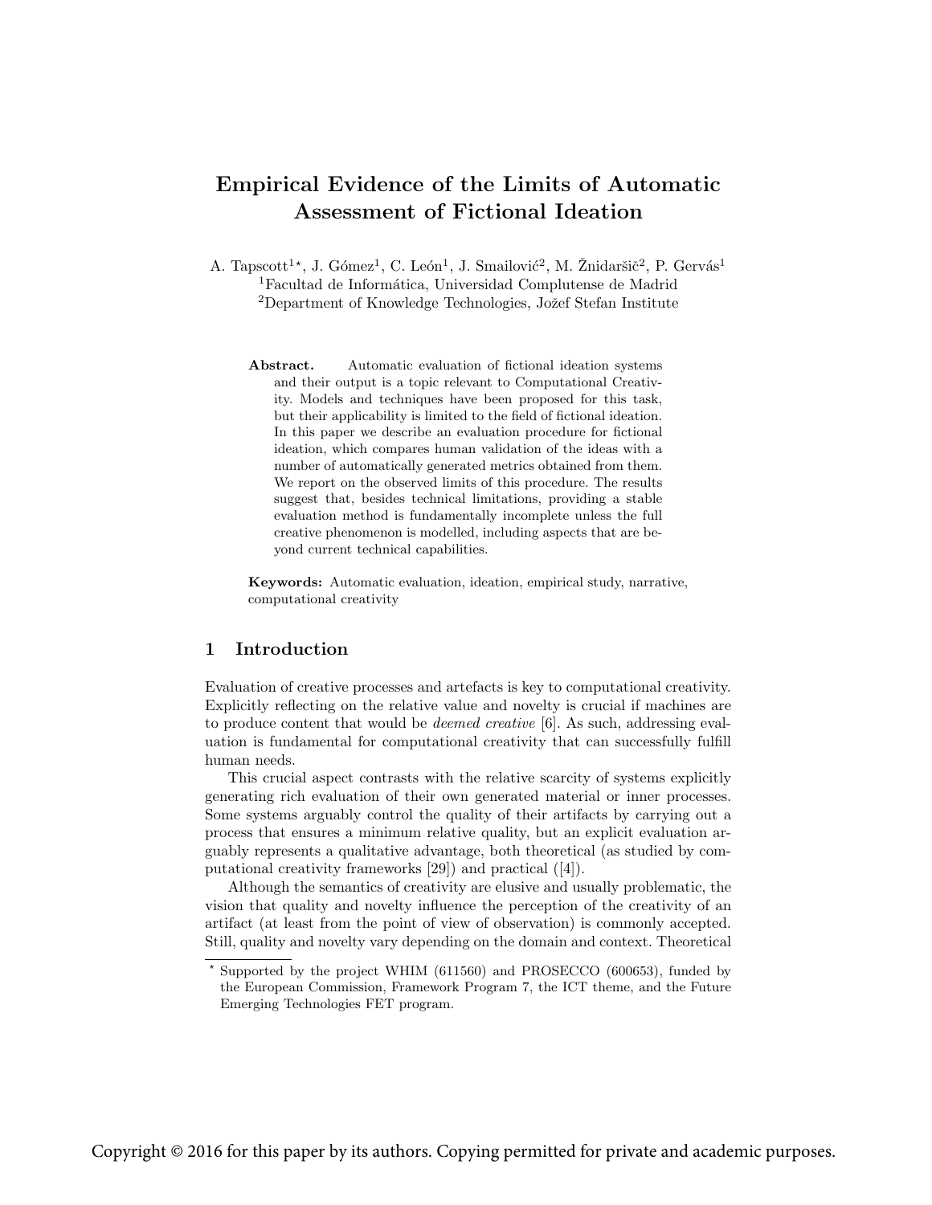# Empirical Evidence of the Limits of Automatic Assessment of Fictional Ideation

A. Tapscott[1⋆], J. Gómez[1], C. León[1], J. Smailović[2], M. Žnidaršič[2], P. Gervás[1]
[1]Facultad de Informática, Universidad Complutense de Madrid
[2]Department of Knowledge Technologies, Jožef Stefan Institute

**Abstract.** Automatic evaluation of fictional ideation systems and their output is a topic relevant to Computational Creativity. Models and techniques have been proposed for this task, but their applicability is limited to the field of fictional ideation. In this paper we describe an evaluation procedure for fictional ideation, which compares human validation of the ideas with a number of automatically generated metrics obtained from them. We report on the observed limits of this procedure. The results suggest that, besides technical limitations, providing a stable evaluation method is fundamentally incomplete unless the full creative phenomenon is modelled, including aspects that are beyond current technical capabilities.

**Keywords:** Automatic evaluation, ideation, empirical study, narrative, computational creativity

## 1 Introduction

Evaluation of creative processes and artefacts is key to computational creativity. Explicitly reflecting on the relative value and novelty is crucial if machines are to produce content that would be *deemed creative* [6]. As such, addressing evaluation is fundamental for computational creativity that can successfully fulfill human needs.

This crucial aspect contrasts with the relative scarcity of systems explicitly generating rich evaluation of their own generated material or inner processes. Some systems arguably control the quality of their artifacts by carrying out a process that ensures a minimum relative quality, but an explicit evaluation arguably represents a qualitative advantage, both theoretical (as studied by computational creativity frameworks [29]) and practical ([4]).

Although the semantics of creativity are elusive and usually problematic, the vision that quality and novelty influence the perception of the creativity of an artifact (at least from the point of view of observation) is commonly accepted. Still, quality and novelty vary depending on the domain and context. Theoretical

⋆ Supported by the project WHIM (611560) and PROSECCO (600653), funded by the European Commission, Framework Program 7, the ICT theme, and the Future Emerging Technologies FET program.

Copyright © 2016 for this paper by its authors. Copying permitted for private and academic purposes.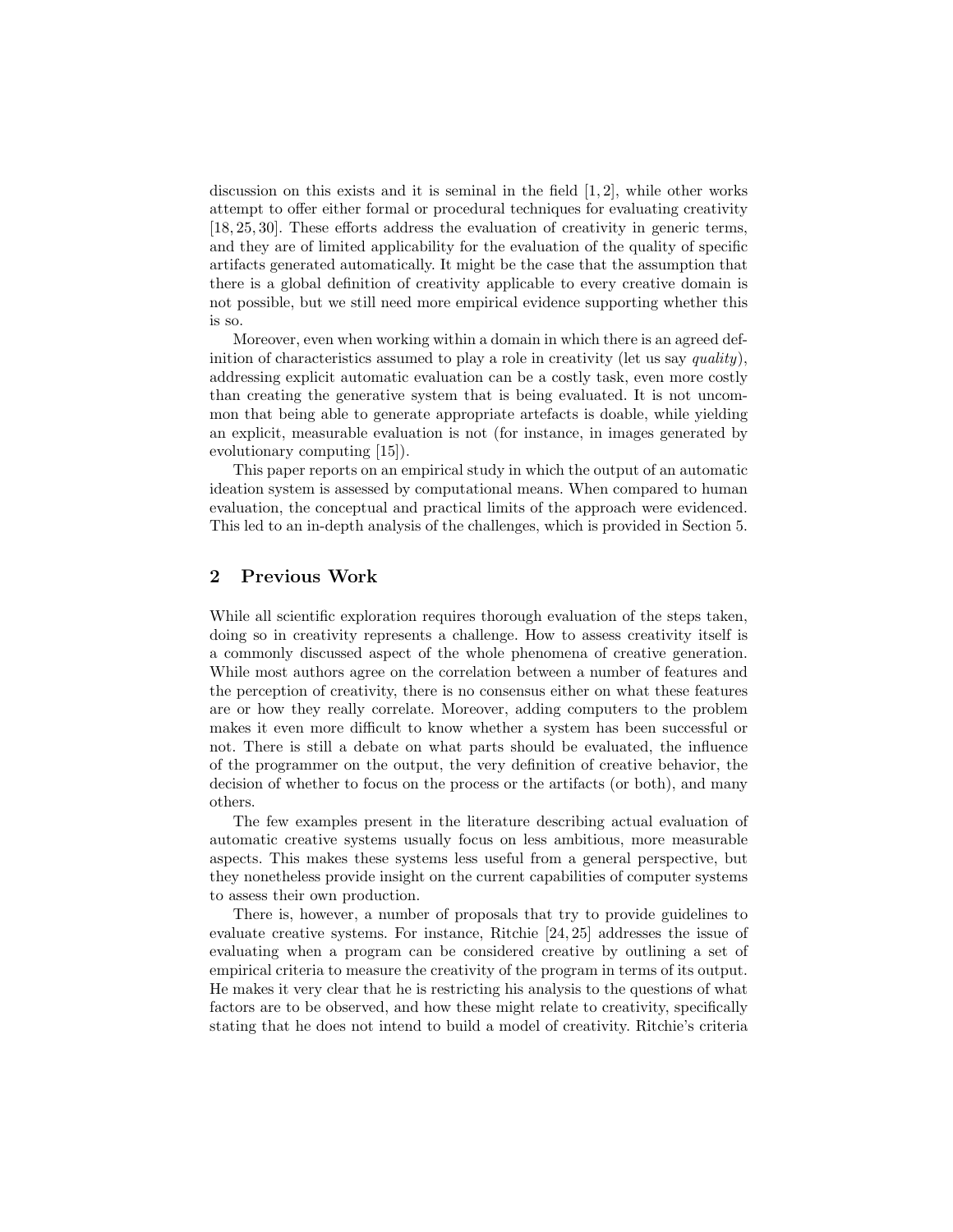discussion on this exists and it is seminal in the field [1, 2], while other works attempt to offer either formal or procedural techniques for evaluating creativity [18, 25, 30]. These efforts address the evaluation of creativity in generic terms, and they are of limited applicability for the evaluation of the quality of specific artifacts generated automatically. It might be the case that the assumption that there is a global definition of creativity applicable to every creative domain is not possible, but we still need more empirical evidence supporting whether this is so.

Moreover, even when working within a domain in which there is an agreed definition of characteristics assumed to play a role in creativity (let us say *quality*), addressing explicit automatic evaluation can be a costly task, even more costly than creating the generative system that is being evaluated. It is not uncommon that being able to generate appropriate artefacts is doable, while yielding an explicit, measurable evaluation is not (for instance, in images generated by evolutionary computing [15]).

This paper reports on an empirical study in which the output of an automatic ideation system is assessed by computational means. When compared to human evaluation, the conceptual and practical limits of the approach were evidenced. This led to an in-depth analysis of the challenges, which is provided in Section 5.

## 2 Previous Work

While all scientific exploration requires thorough evaluation of the steps taken, doing so in creativity represents a challenge. How to assess creativity itself is a commonly discussed aspect of the whole phenomena of creative generation. While most authors agree on the correlation between a number of features and the perception of creativity, there is no consensus either on what these features are or how they really correlate. Moreover, adding computers to the problem makes it even more difficult to know whether a system has been successful or not. There is still a debate on what parts should be evaluated, the influence of the programmer on the output, the very definition of creative behavior, the decision of whether to focus on the process or the artifacts (or both), and many others.

The few examples present in the literature describing actual evaluation of automatic creative systems usually focus on less ambitious, more measurable aspects. This makes these systems less useful from a general perspective, but they nonetheless provide insight on the current capabilities of computer systems to assess their own production.

There is, however, a number of proposals that try to provide guidelines to evaluate creative systems. For instance, Ritchie [24, 25] addresses the issue of evaluating when a program can be considered creative by outlining a set of empirical criteria to measure the creativity of the program in terms of its output. He makes it very clear that he is restricting his analysis to the questions of what factors are to be observed, and how these might relate to creativity, specifically stating that he does not intend to build a model of creativity. Ritchie's criteria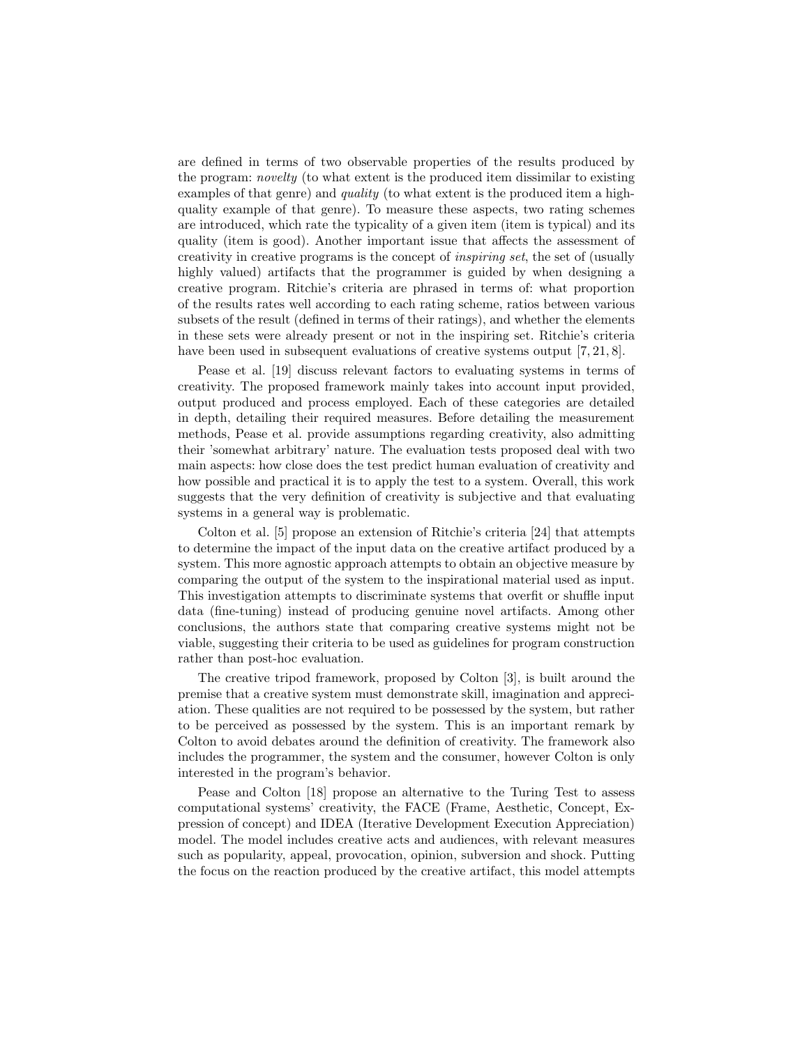are defined in terms of two observable properties of the results produced by the program: *novelty* (to what extent is the produced item dissimilar to existing examples of that genre) and *quality* (to what extent is the produced item a high-quality example of that genre). To measure these aspects, two rating schemes are introduced, which rate the typicality of a given item (item is typical) and its quality (item is good). Another important issue that affects the assessment of creativity in creative programs is the concept of *inspiring set*, the set of (usually highly valued) artifacts that the programmer is guided by when designing a creative program. Ritchie's criteria are phrased in terms of: what proportion of the results rates well according to each rating scheme, ratios between various subsets of the result (defined in terms of their ratings), and whether the elements in these sets were already present or not in the inspiring set. Ritchie's criteria have been used in subsequent evaluations of creative systems output [7, 21, 8].

Pease et al. [19] discuss relevant factors to evaluating systems in terms of creativity. The proposed framework mainly takes into account input provided, output produced and process employed. Each of these categories are detailed in depth, detailing their required measures. Before detailing the measurement methods, Pease et al. provide assumptions regarding creativity, also admitting their 'somewhat arbitrary' nature. The evaluation tests proposed deal with two main aspects: how close does the test predict human evaluation of creativity and how possible and practical it is to apply the test to a system. Overall, this work suggests that the very definition of creativity is subjective and that evaluating systems in a general way is problematic.

Colton et al. [5] propose an extension of Ritchie's criteria [24] that attempts to determine the impact of the input data on the creative artifact produced by a system. This more agnostic approach attempts to obtain an objective measure by comparing the output of the system to the inspirational material used as input. This investigation attempts to discriminate systems that overfit or shuffle input data (fine-tuning) instead of producing genuine novel artifacts. Among other conclusions, the authors state that comparing creative systems might not be viable, suggesting their criteria to be used as guidelines for program construction rather than post-hoc evaluation.

The creative tripod framework, proposed by Colton [3], is built around the premise that a creative system must demonstrate skill, imagination and appreciation. These qualities are not required to be possessed by the system, but rather to be perceived as possessed by the system. This is an important remark by Colton to avoid debates around the definition of creativity. The framework also includes the programmer, the system and the consumer, however Colton is only interested in the program's behavior.

Pease and Colton [18] propose an alternative to the Turing Test to assess computational systems' creativity, the FACE (Frame, Aesthetic, Concept, Expression of concept) and IDEA (Iterative Development Execution Appreciation) model. The model includes creative acts and audiences, with relevant measures such as popularity, appeal, provocation, opinion, subversion and shock. Putting the focus on the reaction produced by the creative artifact, this model attempts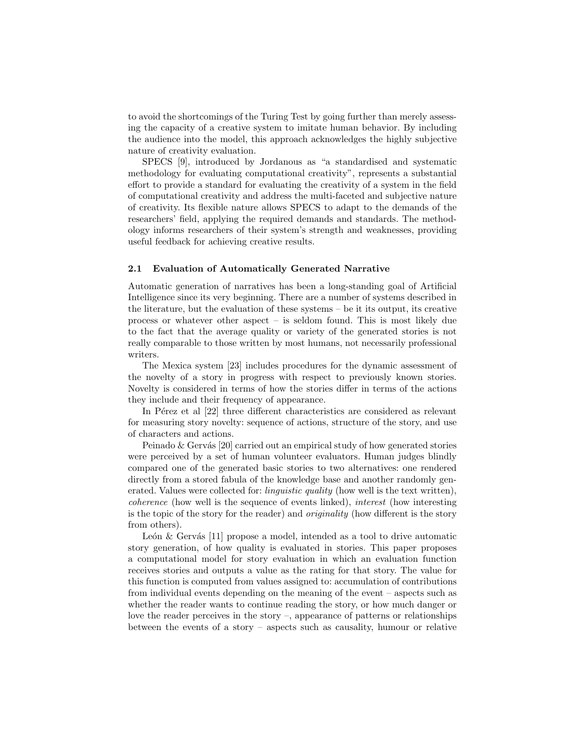to avoid the shortcomings of the Turing Test by going further than merely assessing the capacity of a creative system to imitate human behavior. By including the audience into the model, this approach acknowledges the highly subjective nature of creativity evaluation.

SPECS [9], introduced by Jordanous as "a standardised and systematic methodology for evaluating computational creativity", represents a substantial effort to provide a standard for evaluating the creativity of a system in the field of computational creativity and address the multi-faceted and subjective nature of creativity. Its flexible nature allows SPECS to adapt to the demands of the researchers' field, applying the required demands and standards. The methodology informs researchers of their system's strength and weaknesses, providing useful feedback for achieving creative results.

### 2.1 Evaluation of Automatically Generated Narrative

Automatic generation of narratives has been a long-standing goal of Artificial Intelligence since its very beginning. There are a number of systems described in the literature, but the evaluation of these systems – be it its output, its creative process or whatever other aspect – is seldom found. This is most likely due to the fact that the average quality or variety of the generated stories is not really comparable to those written by most humans, not necessarily professional writers.

The Mexica system [23] includes procedures for the dynamic assessment of the novelty of a story in progress with respect to previously known stories. Novelty is considered in terms of how the stories differ in terms of the actions they include and their frequency of appearance.

In Pérez et al [22] three different characteristics are considered as relevant for measuring story novelty: sequence of actions, structure of the story, and use of characters and actions.

Peinado & Gervás [20] carried out an empirical study of how generated stories were perceived by a set of human volunteer evaluators. Human judges blindly compared one of the generated basic stories to two alternatives: one rendered directly from a stored fabula of the knowledge base and another randomly generated. Values were collected for: *linguistic quality* (how well is the text written), *coherence* (how well is the sequence of events linked), *interest* (how interesting is the topic of the story for the reader) and *originality* (how different is the story from others).

León & Gervás [11] propose a model, intended as a tool to drive automatic story generation, of how quality is evaluated in stories. This paper proposes a computational model for story evaluation in which an evaluation function receives stories and outputs a value as the rating for that story. The value for this function is computed from values assigned to: accumulation of contributions from individual events depending on the meaning of the event – aspects such as whether the reader wants to continue reading the story, or how much danger or love the reader perceives in the story –, appearance of patterns or relationships between the events of a story – aspects such as causality, humour or relative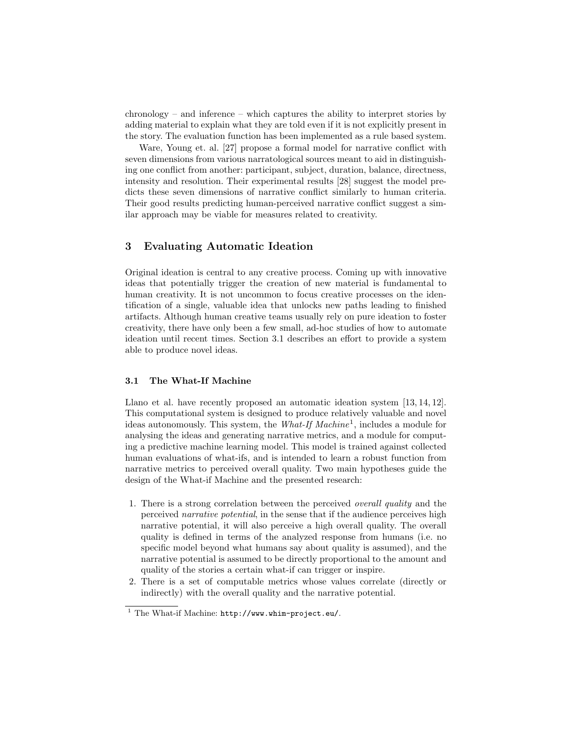chronology – and inference – which captures the ability to interpret stories by adding material to explain what they are told even if it is not explicitly present in the story. The evaluation function has been implemented as a rule based system.

Ware, Young et. al. [27] propose a formal model for narrative conflict with seven dimensions from various narratological sources meant to aid in distinguishing one conflict from another: participant, subject, duration, balance, directness, intensity and resolution. Their experimental results [28] suggest the model predicts these seven dimensions of narrative conflict similarly to human criteria. Their good results predicting human-perceived narrative conflict suggest a similar approach may be viable for measures related to creativity.

## 3 Evaluating Automatic Ideation

Original ideation is central to any creative process. Coming up with innovative ideas that potentially trigger the creation of new material is fundamental to human creativity. It is not uncommon to focus creative processes on the identification of a single, valuable idea that unlocks new paths leading to finished artifacts. Although human creative teams usually rely on pure ideation to foster creativity, there have only been a few small, ad-hoc studies of how to automate ideation until recent times. Section 3.1 describes an effort to provide a system able to produce novel ideas.

### 3.1 The What-If Machine

Llano et al. have recently proposed an automatic ideation system [13, 14, 12]. This computational system is designed to produce relatively valuable and novel ideas autonomously. This system, the *What-If Machine*[1], includes a module for analysing the ideas and generating narrative metrics, and a module for computing a predictive machine learning model. This model is trained against collected human evaluations of what-ifs, and is intended to learn a robust function from narrative metrics to perceived overall quality. Two main hypotheses guide the design of the What-if Machine and the presented research:

1. There is a strong correlation between the perceived *overall quality* and the perceived *narrative potential*, in the sense that if the audience perceives high narrative potential, it will also perceive a high overall quality. The overall quality is defined in terms of the analyzed response from humans (i.e. no specific model beyond what humans say about quality is assumed), and the narrative potential is assumed to be directly proportional to the amount and quality of the stories a certain what-if can trigger or inspire.
2. There is a set of computable metrics whose values correlate (directly or indirectly) with the overall quality and the narrative potential.

[1] The What-if Machine: `http://www.whim-project.eu/`.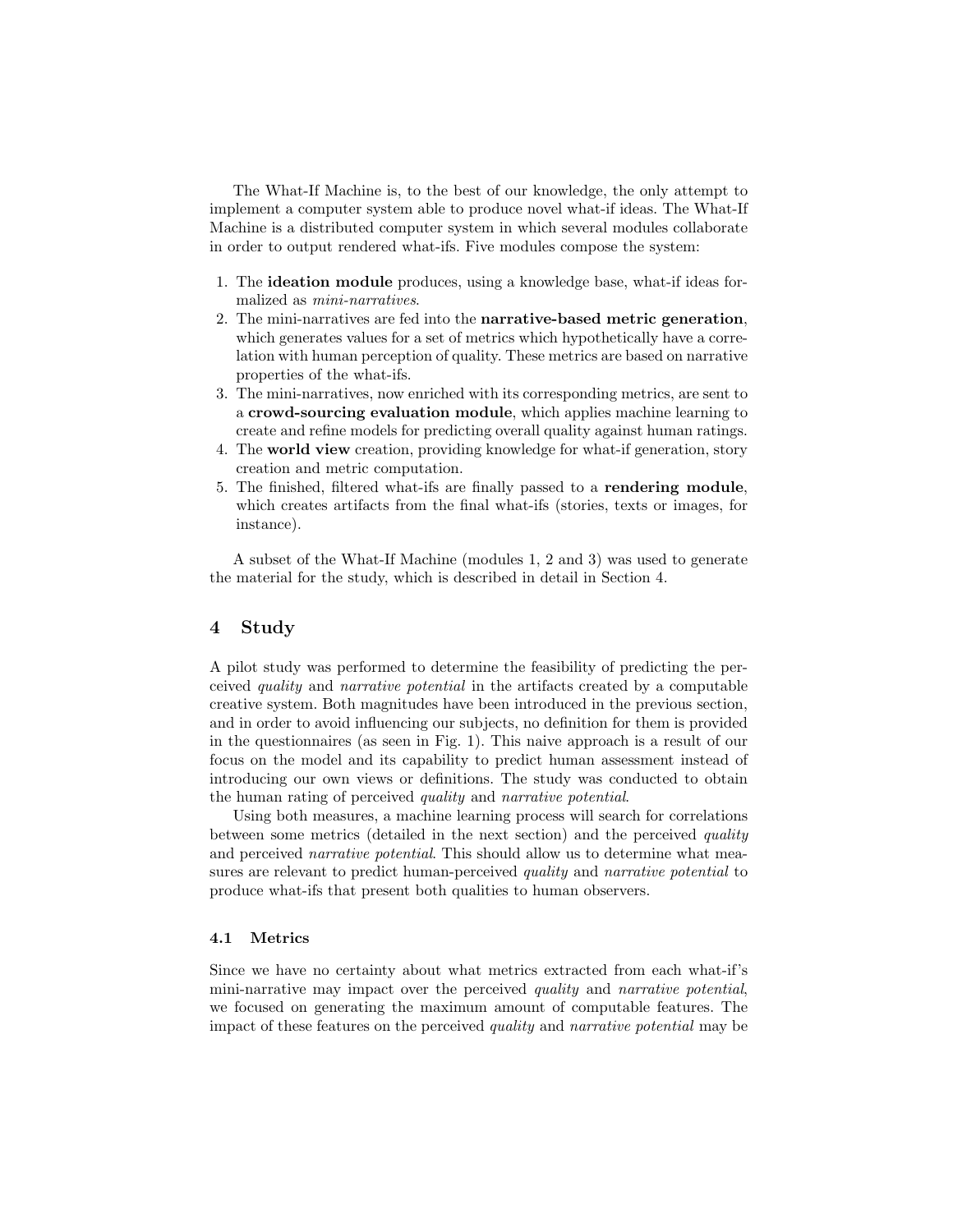The What-If Machine is, to the best of our knowledge, the only attempt to implement a computer system able to produce novel what-if ideas. The What-If Machine is a distributed computer system in which several modules collaborate in order to output rendered what-ifs. Five modules compose the system:

1. The **ideation module** produces, using a knowledge base, what-if ideas formalized as *mini-narratives*.
2. The mini-narratives are fed into the **narrative-based metric generation**, which generates values for a set of metrics which hypothetically have a correlation with human perception of quality. These metrics are based on narrative properties of the what-ifs.
3. The mini-narratives, now enriched with its corresponding metrics, are sent to a **crowd-sourcing evaluation module**, which applies machine learning to create and refine models for predicting overall quality against human ratings.
4. The **world view** creation, providing knowledge for what-if generation, story creation and metric computation.
5. The finished, filtered what-ifs are finally passed to a **rendering module**, which creates artifacts from the final what-ifs (stories, texts or images, for instance).

A subset of the What-If Machine (modules 1, 2 and 3) was used to generate the material for the study, which is described in detail in Section 4.

## 4 Study

A pilot study was performed to determine the feasibility of predicting the perceived *quality* and *narrative potential* in the artifacts created by a computable creative system. Both magnitudes have been introduced in the previous section, and in order to avoid influencing our subjects, no definition for them is provided in the questionnaires (as seen in Fig. 1). This naive approach is a result of our focus on the model and its capability to predict human assessment instead of introducing our own views or definitions. The study was conducted to obtain the human rating of perceived *quality* and *narrative potential*.

Using both measures, a machine learning process will search for correlations between some metrics (detailed in the next section) and the perceived *quality* and perceived *narrative potential*. This should allow us to determine what measures are relevant to predict human-perceived *quality* and *narrative potential* to produce what-ifs that present both qualities to human observers.

### 4.1 Metrics

Since we have no certainty about what metrics extracted from each what-if's mini-narrative may impact over the perceived *quality* and *narrative potential*, we focused on generating the maximum amount of computable features. The impact of these features on the perceived *quality* and *narrative potential* may be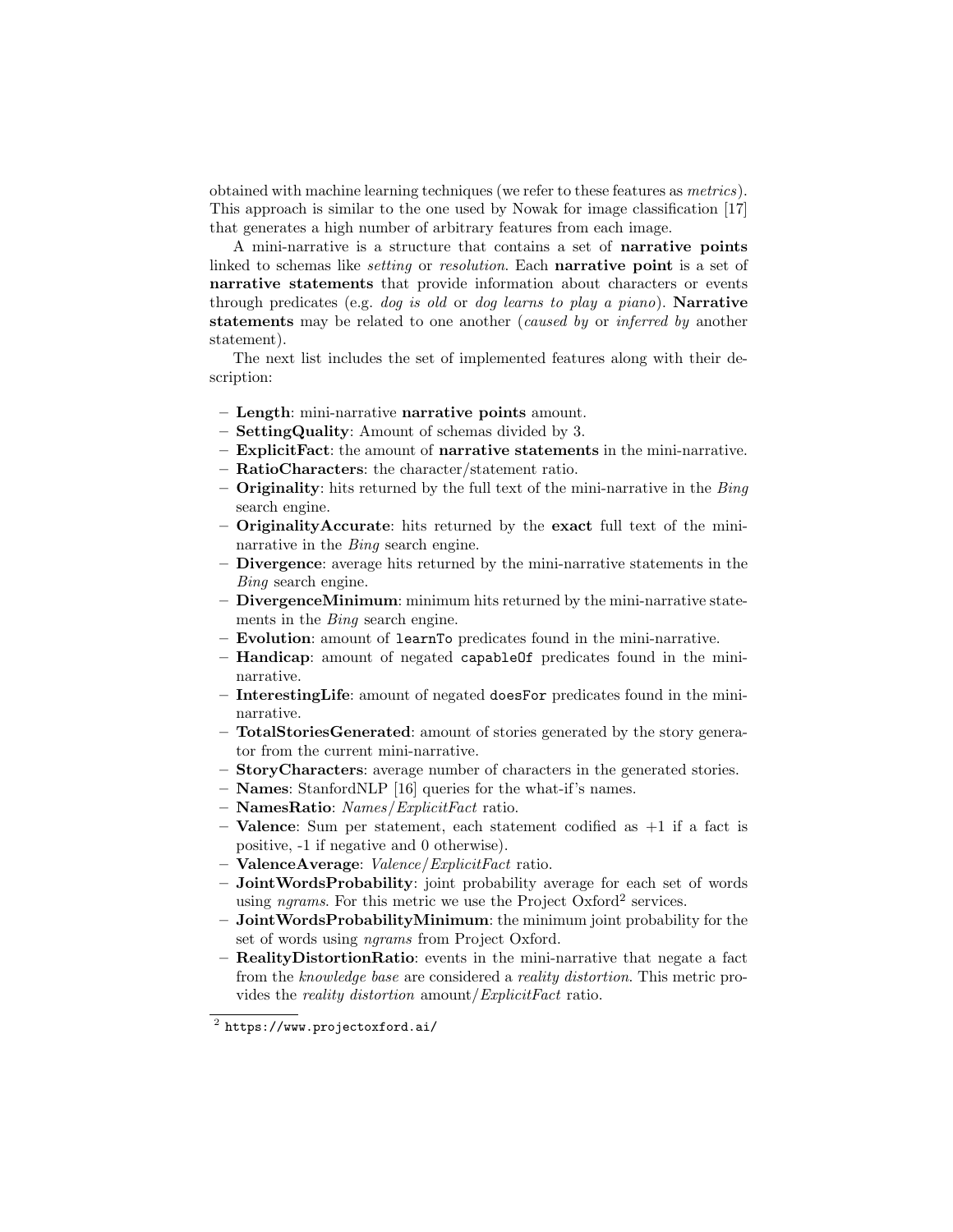obtained with machine learning techniques (we refer to these features as *metrics*). This approach is similar to the one used by Nowak for image classification [17] that generates a high number of arbitrary features from each image.

A mini-narrative is a structure that contains a set of **narrative points** linked to schemas like *setting* or *resolution*. Each **narrative point** is a set of **narrative statements** that provide information about characters or events through predicates (e.g. *dog is old* or *dog learns to play a piano*). **Narrative statements** may be related to one another (*caused by* or *inferred by* another statement).

The next list includes the set of implemented features along with their description:

- **Length**: mini-narrative **narrative points** amount.
- **SettingQuality**: Amount of schemas divided by 3.
- **ExplicitFact**: the amount of **narrative statements** in the mini-narrative.
- **RatioCharacters**: the character/statement ratio.
- **Originality**: hits returned by the full text of the mini-narrative in the *Bing* search engine.
- **OriginalityAccurate**: hits returned by the **exact** full text of the mini-narrative in the *Bing* search engine.
- **Divergence**: average hits returned by the mini-narrative statements in the *Bing* search engine.
- **DivergenceMinimum**: minimum hits returned by the mini-narrative statements in the *Bing* search engine.
- **Evolution**: amount of `learnTo` predicates found in the mini-narrative.
- **Handicap**: amount of negated `capableOf` predicates found in the mini-narrative.
- **InterestingLife**: amount of negated `doesFor` predicates found in the mini-narrative.
- **TotalStoriesGenerated**: amount of stories generated by the story generator from the current mini-narrative.
- **StoryCharacters**: average number of characters in the generated stories.
- **Names**: StanfordNLP [16] queries for the what-if's names.
- **NamesRatio**: *Names*/*ExplicitFact* ratio.
- **Valence**: Sum per statement, each statement codified as +1 if a fact is positive, -1 if negative and 0 otherwise).
- **ValenceAverage**: *Valence*/*ExplicitFact* ratio.
- **JointWordsProbability**: joint probability average for each set of words using *ngrams*. For this metric we use the Project Oxford[2] services.
- **JointWordsProbabilityMinimum**: the minimum joint probability for the set of words using *ngrams* from Project Oxford.
- **RealityDistortionRatio**: events in the mini-narrative that negate a fact from the *knowledge base* are considered a *reality distortion*. This metric provides the *reality distortion* amount/*ExplicitFact* ratio.

[2] https://www.projectoxford.ai/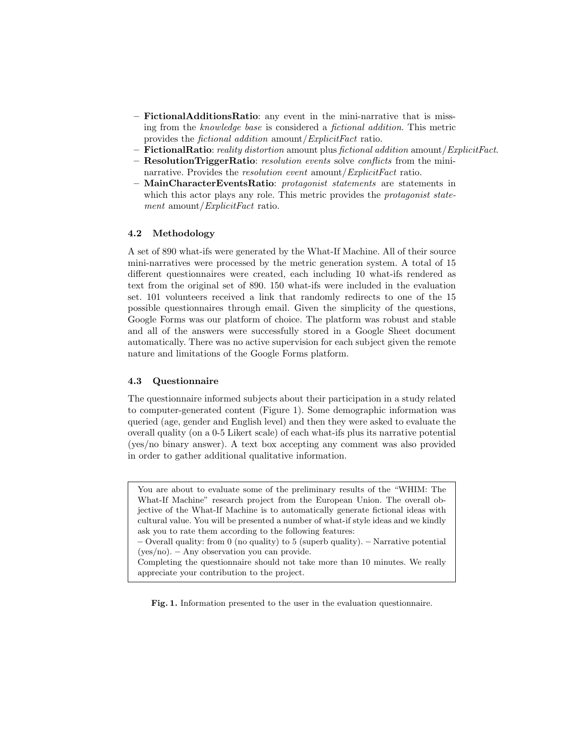- **FictionalAdditionsRatio**: any event in the mini-narrative that is missing from the *knowledge base* is considered a *fictional addition*. This metric provides the *fictional addition* amount/*ExplicitFact* ratio.
- **FictionalRatio**: *reality distortion* amount plus *fictional addition* amount/*ExplicitFact*.
- **ResolutionTriggerRatio**: *resolution events* solve *conflicts* from the mini-narrative. Provides the *resolution event* amount/*ExplicitFact* ratio.
- **MainCharacterEventsRatio**: *protagonist statements* are statements in which this actor plays any role. This metric provides the *protagonist statement* amount/*ExplicitFact* ratio.

### 4.2 Methodology

A set of 890 what-ifs were generated by the What-If Machine. All of their source mini-narratives were processed by the metric generation system. A total of 15 different questionnaires were created, each including 10 what-ifs rendered as text from the original set of 890. 150 what-ifs were included in the evaluation set. 101 volunteers received a link that randomly redirects to one of the 15 possible questionnaires through email. Given the simplicity of the questions, Google Forms was our platform of choice. The platform was robust and stable and all of the answers were successfully stored in a Google Sheet document automatically. There was no active supervision for each subject given the remote nature and limitations of the Google Forms platform.

### 4.3 Questionnaire

The questionnaire informed subjects about their participation in a study related to computer-generated content (Figure 1). Some demographic information was queried (age, gender and English level) and then they were asked to evaluate the overall quality (on a 0-5 Likert scale) of each what-ifs plus its narrative potential (yes/no binary answer). A text box accepting any comment was also provided in order to gather additional qualitative information.

> You are about to evaluate some of the preliminary results of the "WHIM: The What-If Machine" research project from the European Union. The overall objective of the What-If Machine is to automatically generate fictional ideas with cultural value. You will be presented a number of what-if style ideas and we kindly ask you to rate them according to the following features:
> – Overall quality: from 0 (no quality) to 5 (superb quality). – Narrative potential (yes/no). – Any observation you can provide.
> Completing the questionnaire should not take more than 10 minutes. We really appreciate your contribution to the project.

**Fig. 1.** Information presented to the user in the evaluation questionnaire.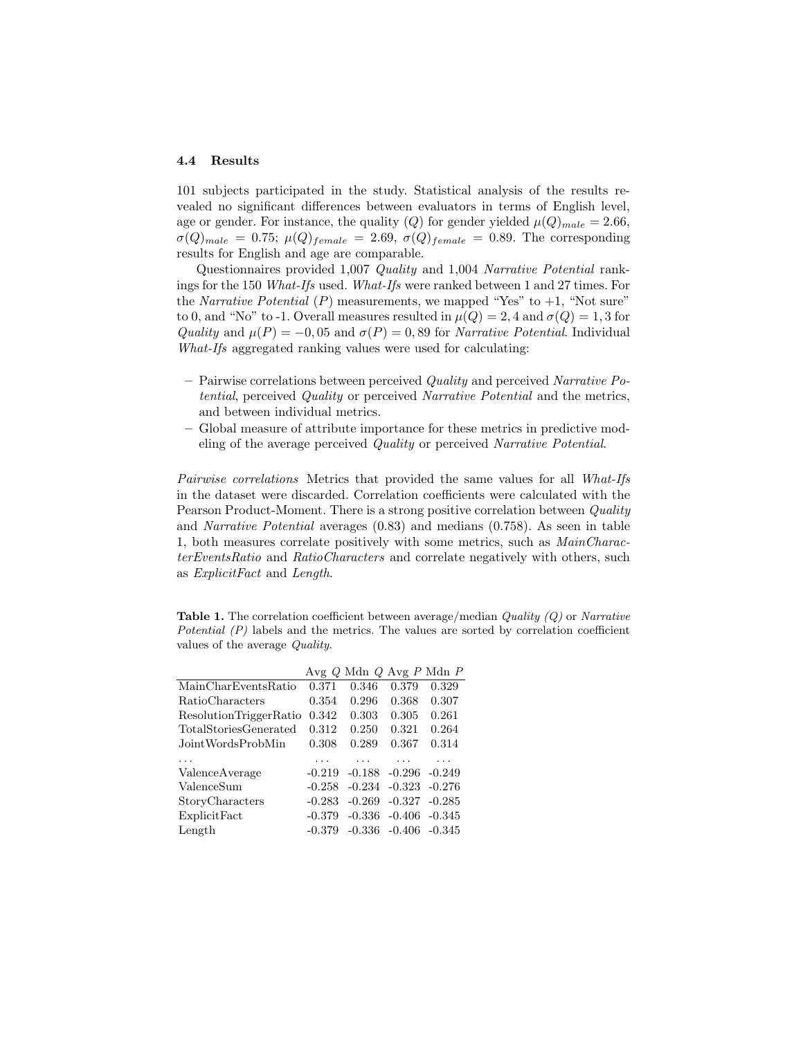### 4.4 Results

101 subjects participated in the study. Statistical analysis of the results revealed no significant differences between evaluators in terms of English level, age or gender. For instance, the quality ($Q$) for gender yielded $\mu(Q)_{male} = 2.66$, $\sigma(Q)_{male} = 0.75$; $\mu(Q)_{female} = 2.69$, $\sigma(Q)_{female} = 0.89$. The corresponding results for English and age are comparable.

Questionnaires provided 1,007 *Quality* and 1,004 *Narrative Potential* rankings for the 150 *What-Ifs* used. *What-Ifs* were ranked between 1 and 27 times. For the *Narrative Potential* ($P$) measurements, we mapped "Yes" to +1, "Not sure" to 0, and "No" to -1. Overall measures resulted in $\mu(Q) = 2,4$ and $\sigma(Q) = 1,3$ for *Quality* and $\mu(P) = -0,05$ and $\sigma(P) = 0,89$ for *Narrative Potential*. Individual *What-Ifs* aggregated ranking values were used for calculating:

- Pairwise correlations between perceived *Quality* and perceived *Narrative Potential*, perceived *Quality* or perceived *Narrative Potential* and the metrics, and between individual metrics.
- Global measure of attribute importance for these metrics in predictive modeling of the average perceived *Quality* or perceived *Narrative Potential*.

*Pairwise correlations* Metrics that provided the same values for all *What-Ifs* in the dataset were discarded. Correlation coefficients were calculated with the Pearson Product-Moment. There is a strong positive correlation between *Quality* and *Narrative Potential* averages (0.83) and medians (0.758). As seen in table 1, both measures correlate positively with some metrics, such as *MainCharacterEventsRatio* and *RatioCharacters* and correlate negatively with others, such as *ExplicitFact* and *Length*.

**Table 1.** The correlation coefficient between average/median *Quality (Q)* or *Narrative Potential (P)* labels and the metrics. The values are sorted by correlation coefficient values of the average *Quality*.

| | Avg $Q$ | Mdn $Q$ | Avg $P$ | Mdn $P$ |
|---|---|---|---|---|
| MainCharEventsRatio | 0.371 | 0.346 | 0.379 | 0.329 |
| RatioCharacters | 0.354 | 0.296 | 0.368 | 0.307 |
| ResolutionTriggerRatio | 0.342 | 0.303 | 0.305 | 0.261 |
| TotalStoriesGenerated | 0.312 | 0.250 | 0.321 | 0.264 |
| JointWordsProbMin | 0.308 | 0.289 | 0.367 | 0.314 |
| ... | ... | ... | ... | ... |
| ValenceAverage | -0.219 | -0.188 | -0.296 | -0.249 |
| ValenceSum | -0.258 | -0.234 | -0.323 | -0.276 |
| StoryCharacters | -0.283 | -0.269 | -0.327 | -0.285 |
| ExplicitFact | -0.379 | -0.336 | -0.406 | -0.345 |
| Length | -0.379 | -0.336 | -0.406 | -0.345 |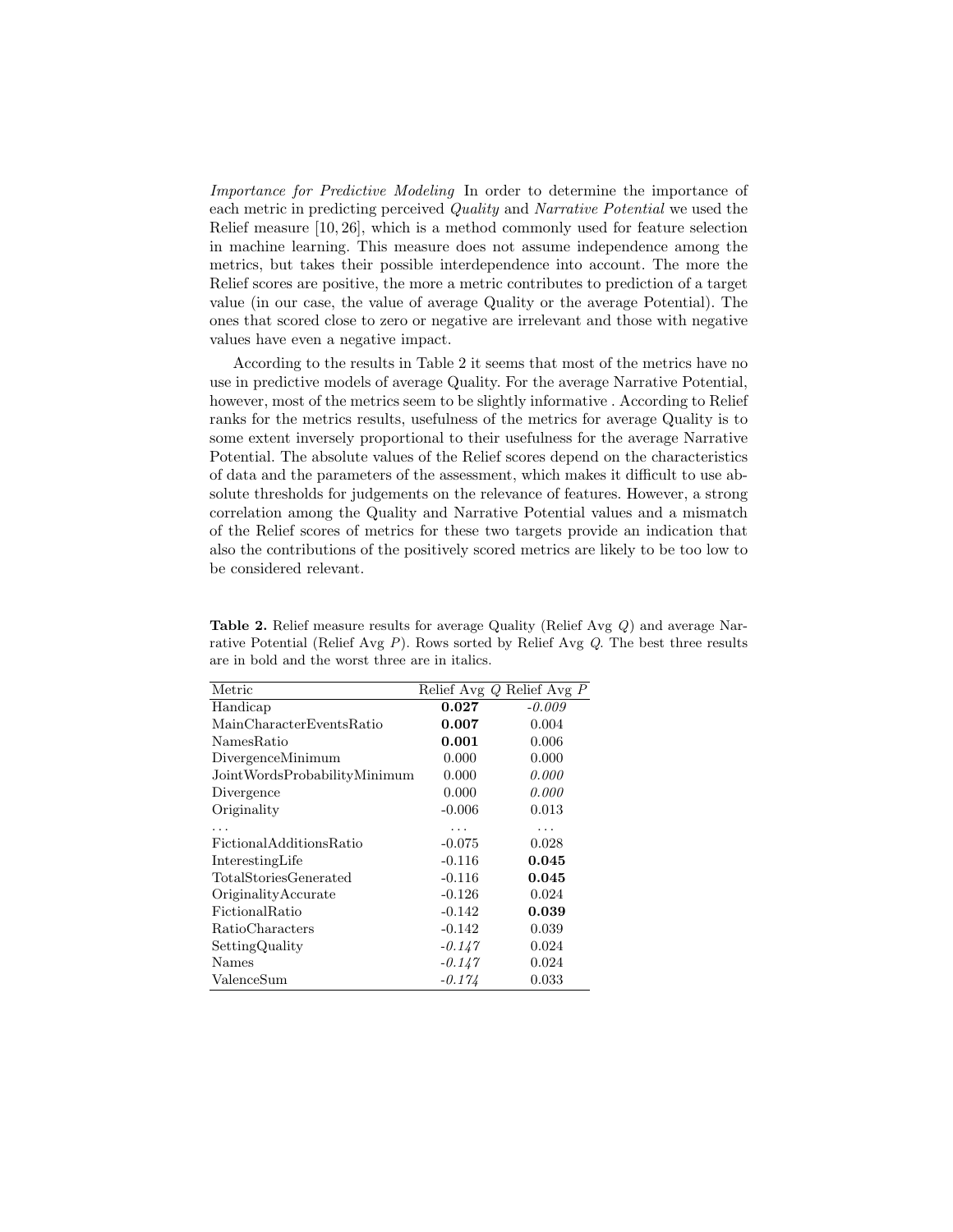*Importance for Predictive Modeling* In order to determine the importance of each metric in predicting perceived *Quality* and *Narrative Potential* we used the Relief measure [10, 26], which is a method commonly used for feature selection in machine learning. This measure does not assume independence among the metrics, but takes their possible interdependence into account. The more the Relief scores are positive, the more a metric contributes to prediction of a target value (in our case, the value of average Quality or the average Potential). The ones that scored close to zero or negative are irrelevant and those with negative values have even a negative impact.

According to the results in Table 2 it seems that most of the metrics have no use in predictive models of average Quality. For the average Narrative Potential, however, most of the metrics seem to be slightly informative . According to Relief ranks for the metrics results, usefulness of the metrics for average Quality is to some extent inversely proportional to their usefulness for the average Narrative Potential. The absolute values of the Relief scores depend on the characteristics of data and the parameters of the assessment, which makes it difficult to use absolute thresholds for judgements on the relevance of features. However, a strong correlation among the Quality and Narrative Potential values and a mismatch of the Relief scores of metrics for these two targets provide an indication that also the contributions of the positively scored metrics are likely to be too low to be considered relevant.

**Table 2.** Relief measure results for average Quality (Relief Avg $Q$) and average Narrative Potential (Relief Avg $P$). Rows sorted by Relief Avg $Q$. The best three results are in bold and the worst three are in italics.

| Metric | Relief Avg $Q$ | Relief Avg $P$ |
|---|---|---|
| Handicap | **0.027** | *-0.009* |
| MainCharacterEventsRatio | **0.007** | 0.004 |
| NamesRatio | **0.001** | 0.006 |
| DivergenceMinimum | 0.000 | 0.000 |
| JointWordsProbabilityMinimum | 0.000 | *0.000* |
| Divergence | 0.000 | *0.000* |
| Originality | -0.006 | 0.013 |
| ... | ... | ... |
| FictionalAdditionsRatio | -0.075 | 0.028 |
| InterestingLife | -0.116 | **0.045** |
| TotalStoriesGenerated | -0.116 | **0.045** |
| OriginalityAccurate | -0.126 | 0.024 |
| FictionalRatio | -0.142 | **0.039** |
| RatioCharacters | -0.142 | 0.039 |
| SettingQuality | *-0.147* | 0.024 |
| Names | *-0.147* | 0.024 |
| ValenceSum | *-0.174* | 0.033 |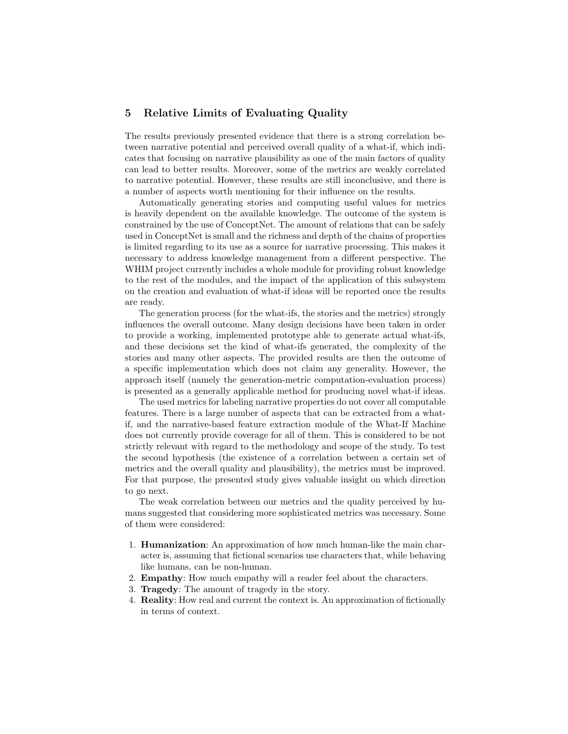## 5 Relative Limits of Evaluating Quality

The results previously presented evidence that there is a strong correlation between narrative potential and perceived overall quality of a what-if, which indicates that focusing on narrative plausibility as one of the main factors of quality can lead to better results. Moreover, some of the metrics are weakly correlated to narrative potential. However, these results are still inconclusive, and there is a number of aspects worth mentioning for their influence on the results.

Automatically generating stories and computing useful values for metrics is heavily dependent on the available knowledge. The outcome of the system is constrained by the use of ConceptNet. The amount of relations that can be safely used in ConceptNet is small and the richness and depth of the chains of properties is limited regarding to its use as a source for narrative processing. This makes it necessary to address knowledge management from a different perspective. The WHIM project currently includes a whole module for providing robust knowledge to the rest of the modules, and the impact of the application of this subsystem on the creation and evaluation of what-if ideas will be reported once the results are ready.

The generation process (for the what-ifs, the stories and the metrics) strongly influences the overall outcome. Many design decisions have been taken in order to provide a working, implemented prototype able to generate actual what-ifs, and these decisions set the kind of what-ifs generated, the complexity of the stories and many other aspects. The provided results are then the outcome of a specific implementation which does not claim any generality. However, the approach itself (namely the generation-metric computation-evaluation process) is presented as a generally applicable method for producing novel what-if ideas.

The used metrics for labeling narrative properties do not cover all computable features. There is a large number of aspects that can be extracted from a what-if, and the narrative-based feature extraction module of the What-If Machine does not currently provide coverage for all of them. This is considered to be not strictly relevant with regard to the methodology and scope of the study. To test the second hypothesis (the existence of a correlation between a certain set of metrics and the overall quality and plausibility), the metrics must be improved. For that purpose, the presented study gives valuable insight on which direction to go next.

The weak correlation between our metrics and the quality perceived by humans suggested that considering more sophisticated metrics was necessary. Some of them were considered:

1. **Humanization**: An approximation of how much human-like the main character is, assuming that fictional scenarios use characters that, while behaving like humans, can be non-human.
2. **Empathy**: How much empathy will a reader feel about the characters.
3. **Tragedy**: The amount of tragedy in the story.
4. **Reality**: How real and current the context is. An approximation of fictionally in terms of context.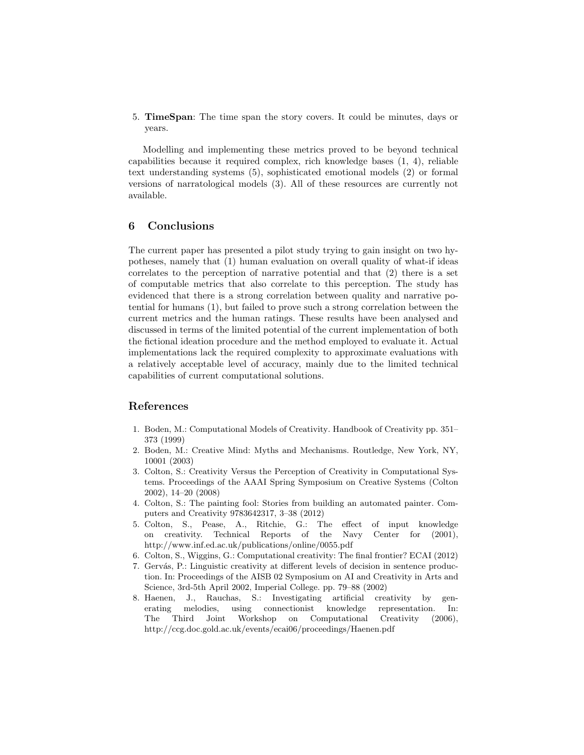5. **TimeSpan**: The time span the story covers. It could be minutes, days or years.

Modelling and implementing these metrics proved to be beyond technical capabilities because it required complex, rich knowledge bases (1, 4), reliable text understanding systems (5), sophisticated emotional models (2) or formal versions of narratological models (3). All of these resources are currently not available.

## 6 Conclusions

The current paper has presented a pilot study trying to gain insight on two hypotheses, namely that (1) human evaluation on overall quality of what-if ideas correlates to the perception of narrative potential and that (2) there is a set of computable metrics that also correlate to this perception. The study has evidenced that there is a strong correlation between quality and narrative potential for humans (1), but failed to prove such a strong correlation between the current metrics and the human ratings. These results have been analysed and discussed in terms of the limited potential of the current implementation of both the fictional ideation procedure and the method employed to evaluate it. Actual implementations lack the required complexity to approximate evaluations with a relatively acceptable level of accuracy, mainly due to the limited technical capabilities of current computational solutions.

## References

1. Boden, M.: Computational Models of Creativity. Handbook of Creativity pp. 351–373 (1999)
2. Boden, M.: Creative Mind: Myths and Mechanisms. Routledge, New York, NY, 10001 (2003)
3. Colton, S.: Creativity Versus the Perception of Creativity in Computational Systems. Proceedings of the AAAI Spring Symposium on Creative Systems (Colton 2002), 14–20 (2008)
4. Colton, S.: The painting fool: Stories from building an automated painter. Computers and Creativity 9783642317, 3–38 (2012)
5. Colton, S., Pease, A., Ritchie, G.: The effect of input knowledge on creativity. Technical Reports of the Navy Center for (2001), http://www.inf.ed.ac.uk/publications/online/0055.pdf
6. Colton, S., Wiggins, G.: Computational creativity: The final frontier? ECAI (2012)
7. Gervás, P.: Linguistic creativity at different levels of decision in sentence production. In: Proceedings of the AISB 02 Symposium on AI and Creativity in Arts and Science, 3rd-5th April 2002, Imperial College. pp. 79–88 (2002)
8. Haenen, J., Rauchas, S.: Investigating artificial creativity by generating melodies, using connectionist knowledge representation. In: The Third Joint Workshop on Computational Creativity (2006), http://ccg.doc.gold.ac.uk/events/ecai06/proceedings/Haenen.pdf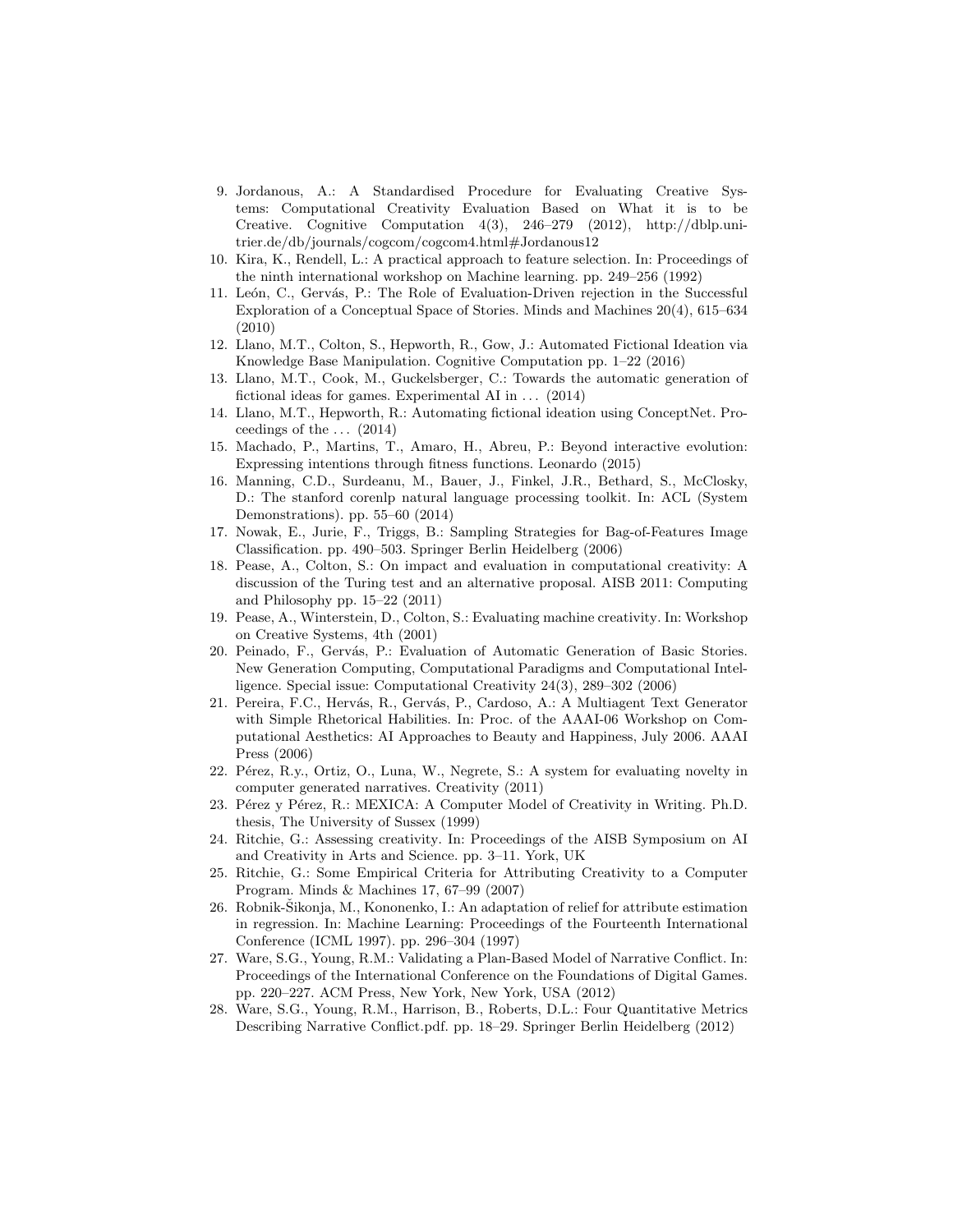9. Jordanous, A.: A Standardised Procedure for Evaluating Creative Systems: Computational Creativity Evaluation Based on What it is to be Creative. Cognitive Computation 4(3), 246–279 (2012), http://dblp.uni-trier.de/db/journals/cogcom/cogcom4.html#Jordanous12
10. Kira, K., Rendell, L.: A practical approach to feature selection. In: Proceedings of the ninth international workshop on Machine learning. pp. 249–256 (1992)
11. León, C., Gervás, P.: The Role of Evaluation-Driven rejection in the Successful Exploration of a Conceptual Space of Stories. Minds and Machines 20(4), 615–634 (2010)
12. Llano, M.T., Colton, S., Hepworth, R., Gow, J.: Automated Fictional Ideation via Knowledge Base Manipulation. Cognitive Computation pp. 1–22 (2016)
13. Llano, M.T., Cook, M., Guckelsberger, C.: Towards the automatic generation of fictional ideas for games. Experimental AI in ... (2014)
14. Llano, M.T., Hepworth, R.: Automating fictional ideation using ConceptNet. Proceedings of the ... (2014)
15. Machado, P., Martins, T., Amaro, H., Abreu, P.: Beyond interactive evolution: Expressing intentions through fitness functions. Leonardo (2015)
16. Manning, C.D., Surdeanu, M., Bauer, J., Finkel, J.R., Bethard, S., McClosky, D.: The stanford corenlp natural language processing toolkit. In: ACL (System Demonstrations). pp. 55–60 (2014)
17. Nowak, E., Jurie, F., Triggs, B.: Sampling Strategies for Bag-of-Features Image Classification. pp. 490–503. Springer Berlin Heidelberg (2006)
18. Pease, A., Colton, S.: On impact and evaluation in computational creativity: A discussion of the Turing test and an alternative proposal. AISB 2011: Computing and Philosophy pp. 15–22 (2011)
19. Pease, A., Winterstein, D., Colton, S.: Evaluating machine creativity. In: Workshop on Creative Systems, 4th (2001)
20. Peinado, F., Gervás, P.: Evaluation of Automatic Generation of Basic Stories. New Generation Computing, Computational Paradigms and Computational Intelligence. Special issue: Computational Creativity 24(3), 289–302 (2006)
21. Pereira, F.C., Hervás, R., Gervás, P., Cardoso, A.: A Multiagent Text Generator with Simple Rhetorical Habilities. In: Proc. of the AAAI-06 Workshop on Computational Aesthetics: AI Approaches to Beauty and Happiness, July 2006. AAAI Press (2006)
22. Pérez, R.y., Ortiz, O., Luna, W., Negrete, S.: A system for evaluating novelty in computer generated narratives. Creativity (2011)
23. Pérez y Pérez, R.: MEXICA: A Computer Model of Creativity in Writing. Ph.D. thesis, The University of Sussex (1999)
24. Ritchie, G.: Assessing creativity. In: Proceedings of the AISB Symposium on AI and Creativity in Arts and Science. pp. 3–11. York, UK
25. Ritchie, G.: Some Empirical Criteria for Attributing Creativity to a Computer Program. Minds & Machines 17, 67–99 (2007)
26. Robnik-Šikonja, M., Kononenko, I.: An adaptation of relief for attribute estimation in regression. In: Machine Learning: Proceedings of the Fourteenth International Conference (ICML 1997). pp. 296–304 (1997)
27. Ware, S.G., Young, R.M.: Validating a Plan-Based Model of Narrative Conflict. In: Proceedings of the International Conference on the Foundations of Digital Games. pp. 220–227. ACM Press, New York, New York, USA (2012)
28. Ware, S.G., Young, R.M., Harrison, B., Roberts, D.L.: Four Quantitative Metrics Describing Narrative Conflict.pdf. pp. 18–29. Springer Berlin Heidelberg (2012)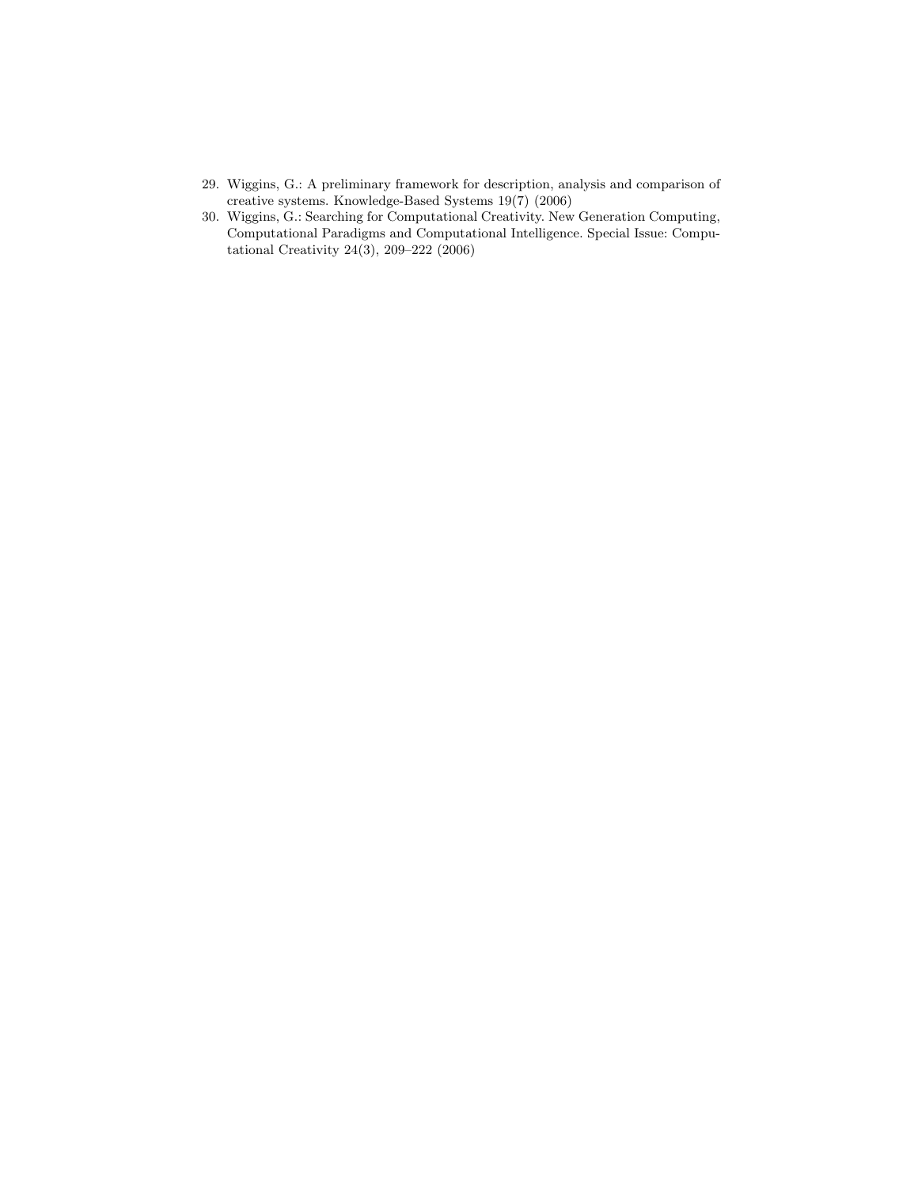29. Wiggins, G.: A preliminary framework for description, analysis and comparison of creative systems. Knowledge-Based Systems 19(7) (2006)
30. Wiggins, G.: Searching for Computational Creativity. New Generation Computing, Computational Paradigms and Computational Intelligence. Special Issue: Computational Creativity 24(3), 209–222 (2006)